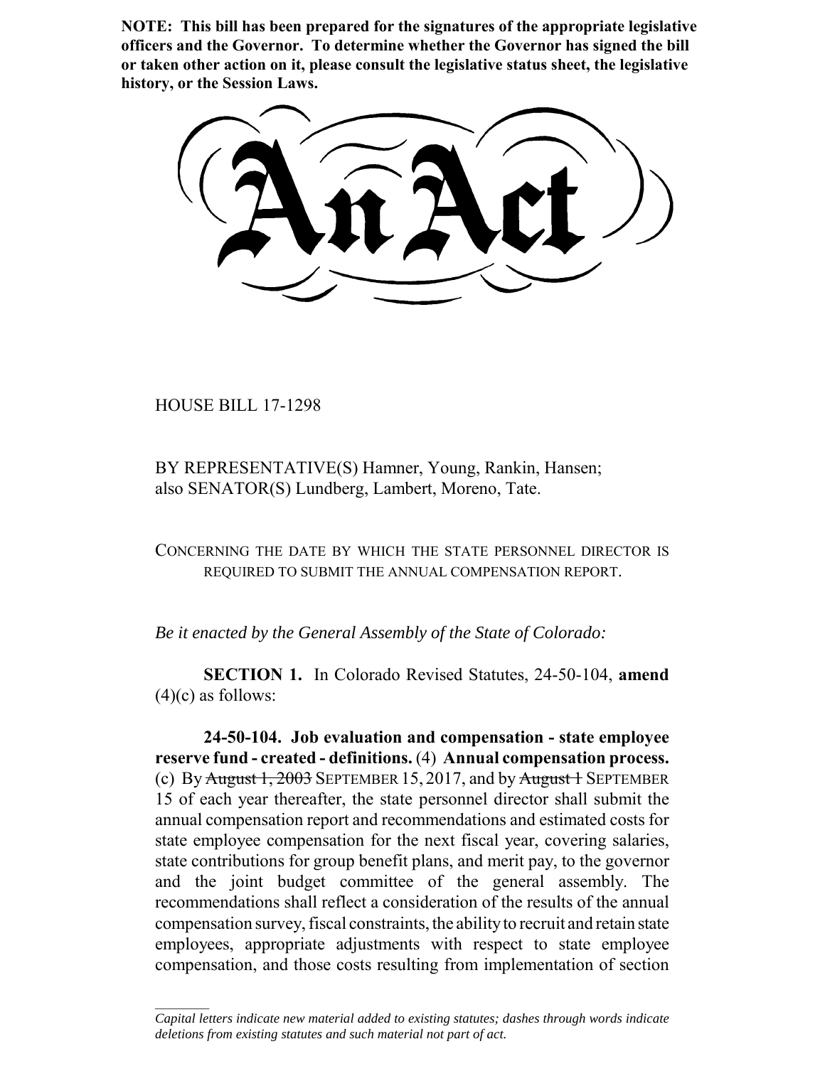**NOTE: This bill has been prepared for the signatures of the appropriate legislative officers and the Governor. To determine whether the Governor has signed the bill or taken other action on it, please consult the legislative status sheet, the legislative history, or the Session Laws.**

# An Act

HOUSE BILL 17-1298

BY REPRESENTATIVE(S) Hamner, Young, Rankin, Hansen;
also SENATOR(S) Lundberg, Lambert, Moreno, Tate.

CONCERNING THE DATE BY WHICH THE STATE PERSONNEL DIRECTOR IS REQUIRED TO SUBMIT THE ANNUAL COMPENSATION REPORT.

*Be it enacted by the General Assembly of the State of Colorado:*

**SECTION 1.** In Colorado Revised Statutes, 24-50-104, **amend** (4)(c) as follows:

**24-50-104. Job evaluation and compensation - state employee reserve fund - created - definitions.** (4) **Annual compensation process.** (c) By ~~August 1, 2003~~ SEPTEMBER 15, 2017, and by ~~August 1~~ SEPTEMBER 15 of each year thereafter, the state personnel director shall submit the annual compensation report and recommendations and estimated costs for state employee compensation for the next fiscal year, covering salaries, state contributions for group benefit plans, and merit pay, to the governor and the joint budget committee of the general assembly. The recommendations shall reflect a consideration of the results of the annual compensation survey, fiscal constraints, the ability to recruit and retain state employees, appropriate adjustments with respect to state employee compensation, and those costs resulting from implementation of section

*Capital letters indicate new material added to existing statutes; dashes through words indicate deletions from existing statutes and such material not part of act.*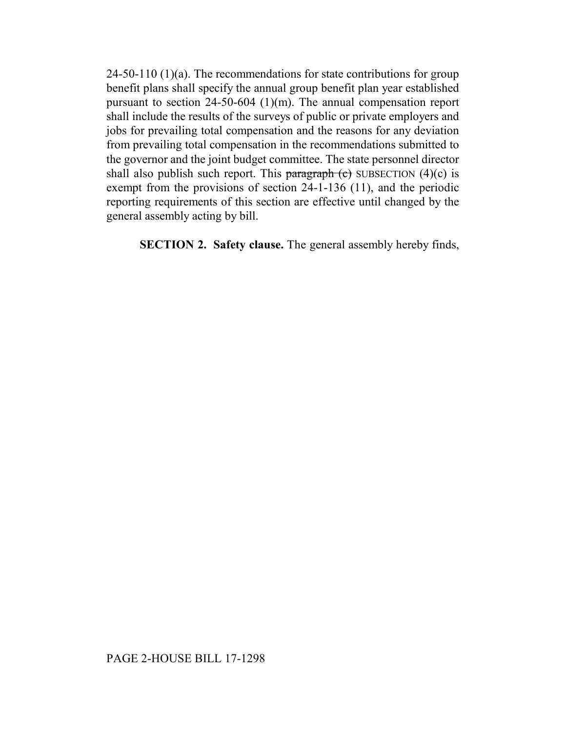24-50-110 (1)(a). The recommendations for state contributions for group benefit plans shall specify the annual group benefit plan year established pursuant to section 24-50-604 (1)(m). The annual compensation report shall include the results of the surveys of public or private employers and jobs for prevailing total compensation and the reasons for any deviation from prevailing total compensation in the recommendations submitted to the governor and the joint budget committee. The state personnel director shall also publish such report. This ~~paragraph (c)~~ SUBSECTION (4)(c) is exempt from the provisions of section 24-1-136 (11), and the periodic reporting requirements of this section are effective until changed by the general assembly acting by bill.

**SECTION 2. Safety clause.** The general assembly hereby finds,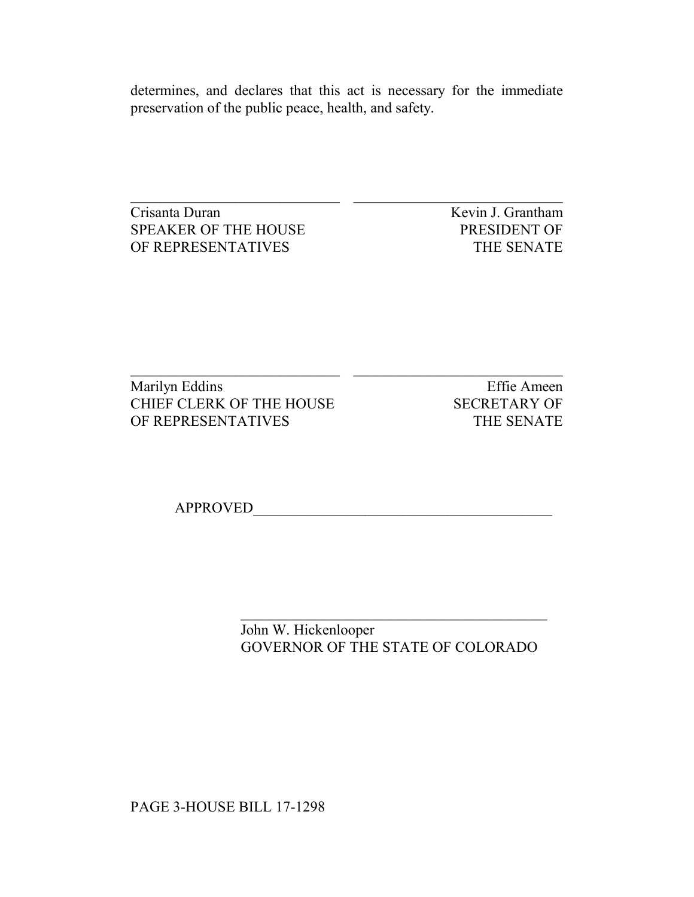determines, and declares that this act is necessary for the immediate preservation of the public peace, health, and safety.

____________________________ ____________________________
Crisanta Duran Kevin J. Grantham
SPEAKER OF THE HOUSE PRESIDENT OF
OF REPRESENTATIVES THE SENATE

____________________________ ____________________________
Marilyn Eddins Effie Ameen
CHIEF CLERK OF THE HOUSE SECRETARY OF
OF REPRESENTATIVES THE SENATE

APPROVED________________________________________

_________________________________________
John W. Hickenlooper
GOVERNOR OF THE STATE OF COLORADO

PAGE 3-HOUSE BILL 17-1298